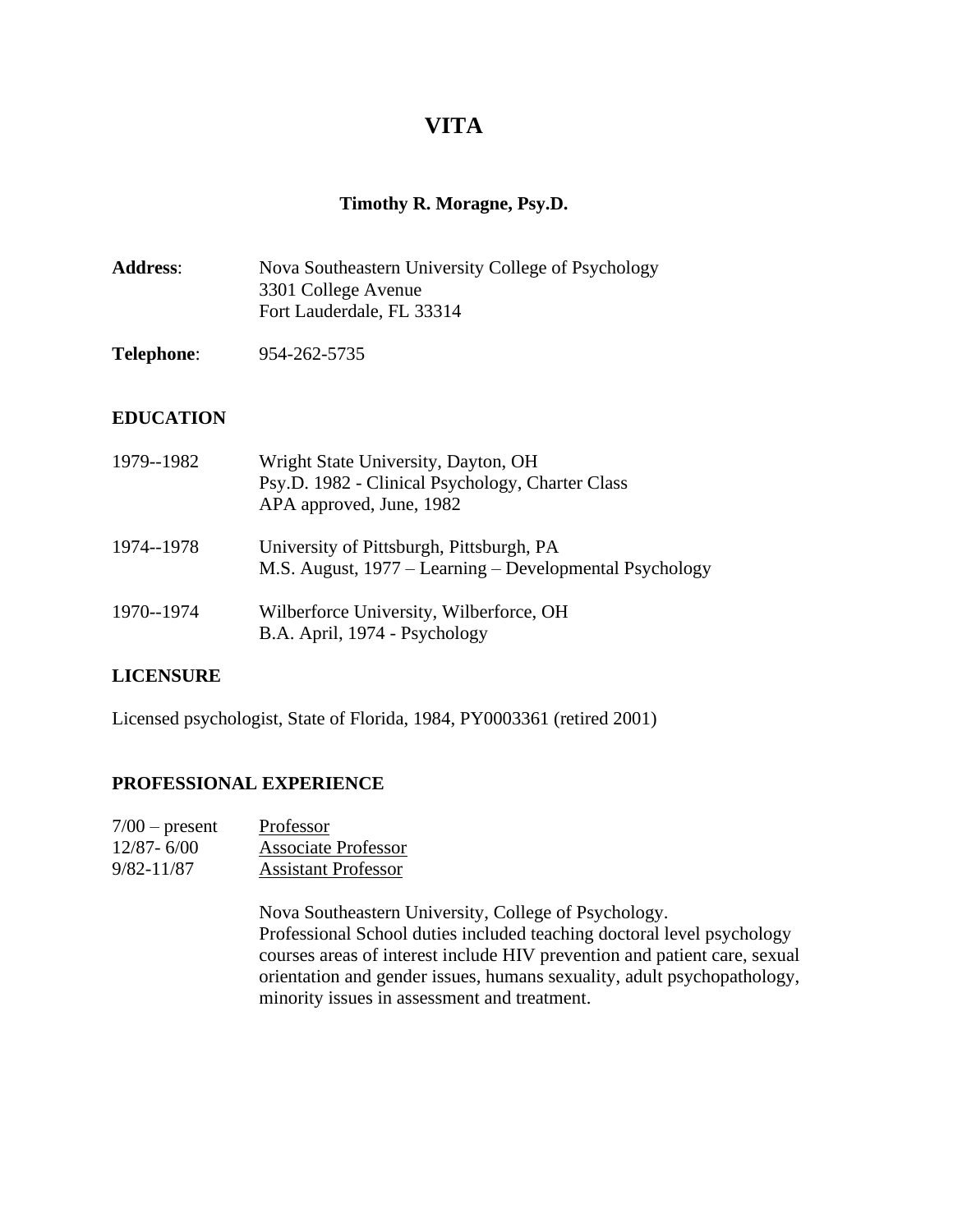# VITA

## Timothy R. Moragne, Psy.D.

**Address**: Nova Southeastern University College of Psychology
3301 College Avenue
Fort Lauderdale, FL 33314

**Telephone**: 954-262-5735

### EDUCATION

1979--1982 Wright State University, Dayton, OH
Psy.D. 1982 - Clinical Psychology, Charter Class
APA approved, June, 1982

1974--1978 University of Pittsburgh, Pittsburgh, PA
M.S. August, 1977 – Learning – Developmental Psychology

1970--1974 Wilberforce University, Wilberforce, OH
B.A. April, 1974 - Psychology

### LICENSURE

Licensed psychologist, State of Florida, 1984, PY0003361 (retired 2001)

### PROFESSIONAL EXPERIENCE

7/00 – present Professor
12/87- 6/00 Associate Professor
9/82-11/87 Assistant Professor

Nova Southeastern University, College of Psychology.
Professional School duties included teaching doctoral level psychology courses areas of interest include HIV prevention and patient care, sexual orientation and gender issues, humans sexuality, adult psychopathology, minority issues in assessment and treatment.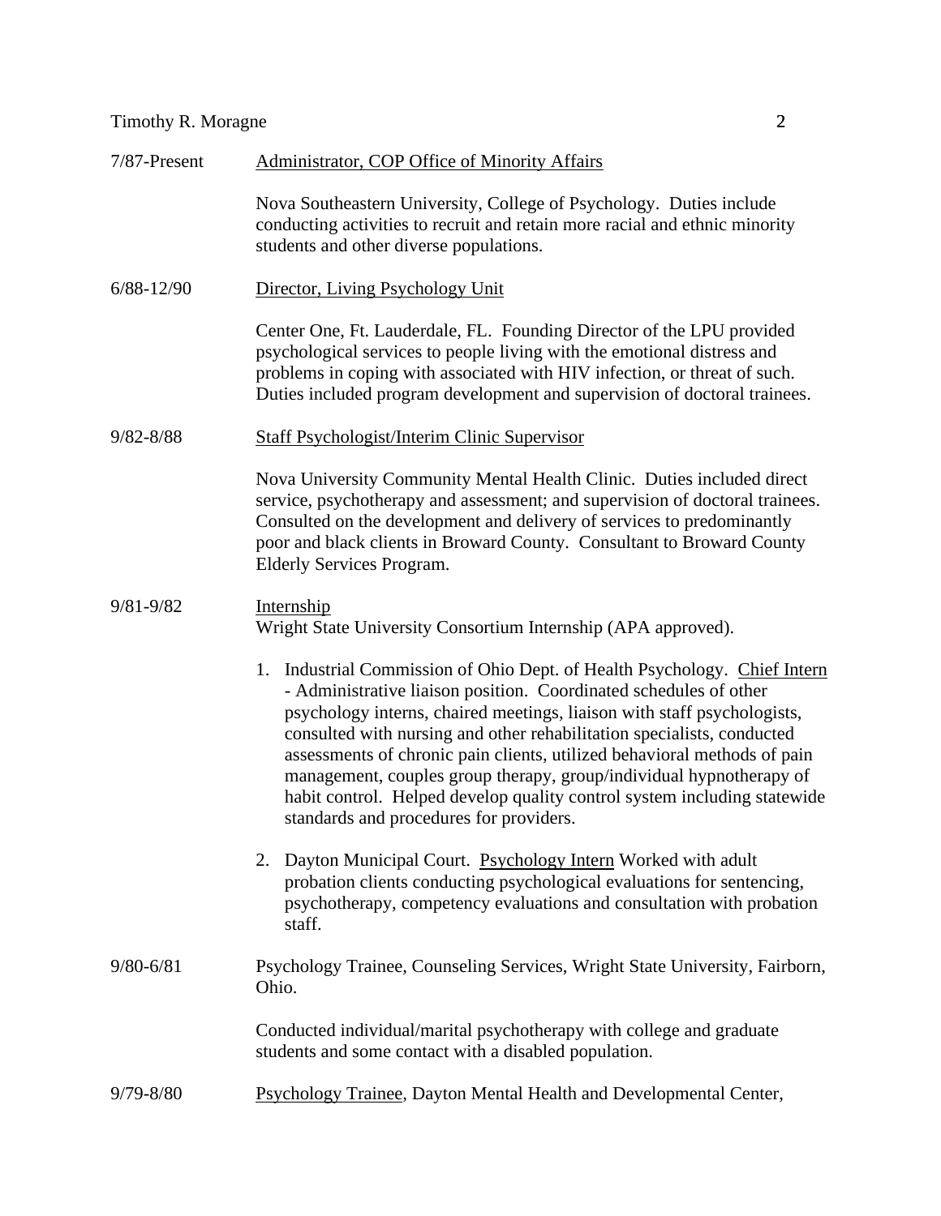7/87-Present — Administrator, COP Office of Minority Affairs

Nova Southeastern University, College of Psychology. Duties include conducting activities to recruit and retain more racial and ethnic minority students and other diverse populations.

6/88-12/90 — Director, Living Psychology Unit

Center One, Ft. Lauderdale, FL. Founding Director of the LPU provided psychological services to people living with the emotional distress and problems in coping with associated with HIV infection, or threat of such. Duties included program development and supervision of doctoral trainees.

9/82-8/88 — Staff Psychologist/Interim Clinic Supervisor

Nova University Community Mental Health Clinic. Duties included direct service, psychotherapy and assessment; and supervision of doctoral trainees. Consulted on the development and delivery of services to predominantly poor and black clients in Broward County. Consultant to Broward County Elderly Services Program.

9/81-9/82 — Internship

Wright State University Consortium Internship (APA approved).

1. Industrial Commission of Ohio Dept. of Health Psychology. Chief Intern - Administrative liaison position. Coordinated schedules of other psychology interns, chaired meetings, liaison with staff psychologists, consulted with nursing and other rehabilitation specialists, conducted assessments of chronic pain clients, utilized behavioral methods of pain management, couples group therapy, group/individual hypnotherapy of habit control. Helped develop quality control system including statewide standards and procedures for providers.

2. Dayton Municipal Court. Psychology Intern Worked with adult probation clients conducting psychological evaluations for sentencing, psychotherapy, competency evaluations and consultation with probation staff.

9/80-6/81 — Psychology Trainee, Counseling Services, Wright State University, Fairborn, Ohio.

Conducted individual/marital psychotherapy with college and graduate students and some contact with a disabled population.

9/79-8/80 — Psychology Trainee, Dayton Mental Health and Developmental Center,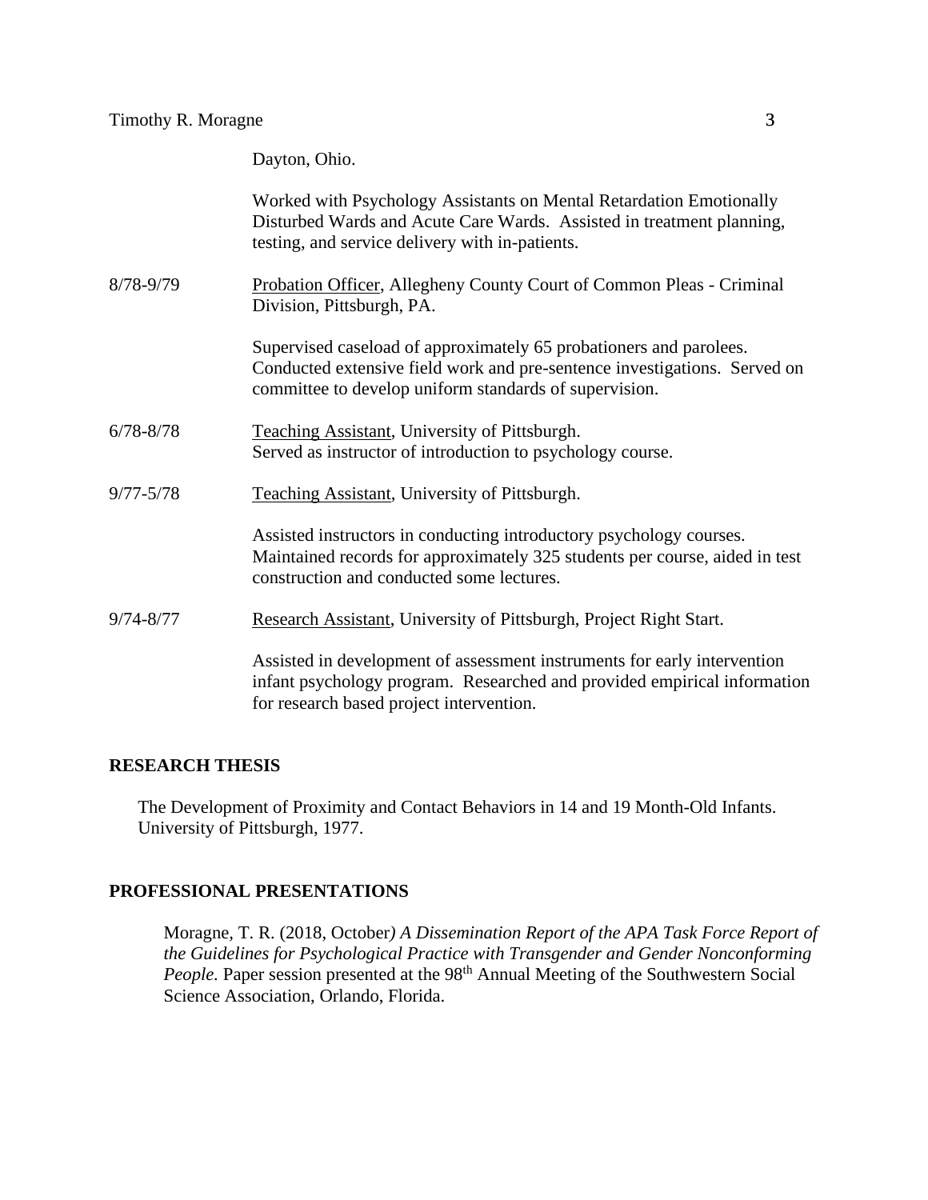Dayton, Ohio.

Worked with Psychology Assistants on Mental Retardation Emotionally Disturbed Wards and Acute Care Wards. Assisted in treatment planning, testing, and service delivery with in-patients.

8/78-9/79 — Probation Officer, Allegheny County Court of Common Pleas - Criminal Division, Pittsburgh, PA.

Supervised caseload of approximately 65 probationers and parolees. Conducted extensive field work and pre-sentence investigations. Served on committee to develop uniform standards of supervision.

6/78-8/78 — Teaching Assistant, University of Pittsburgh.
Served as instructor of introduction to psychology course.

9/77-5/78 — Teaching Assistant, University of Pittsburgh.

Assisted instructors in conducting introductory psychology courses. Maintained records for approximately 325 students per course, aided in test construction and conducted some lectures.

9/74-8/77 — Research Assistant, University of Pittsburgh, Project Right Start.

Assisted in development of assessment instruments for early intervention infant psychology program. Researched and provided empirical information for research based project intervention.

## RESEARCH THESIS

The Development of Proximity and Contact Behaviors in 14 and 19 Month-Old Infants. University of Pittsburgh, 1977.

## PROFESSIONAL PRESENTATIONS

Moragne, T. R. (2018, October) *A Dissemination Report of the APA Task Force Report of the Guidelines for Psychological Practice with Transgender and Gender Nonconforming People.* Paper session presented at the 98th Annual Meeting of the Southwestern Social Science Association, Orlando, Florida.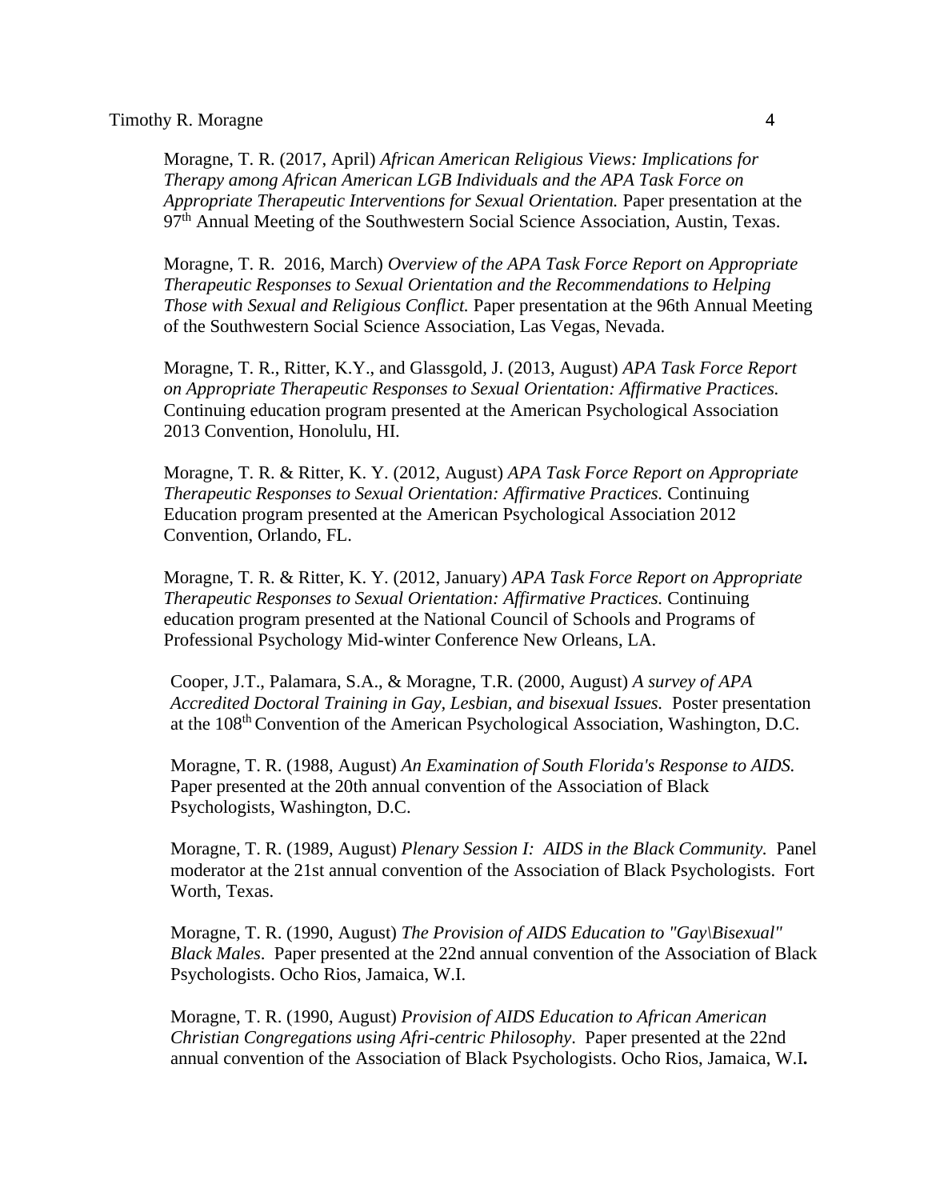Moragne, T. R. (2017, April) *African American Religious Views: Implications for Therapy among African American LGB Individuals and the APA Task Force on Appropriate Therapeutic Interventions for Sexual Orientation.* Paper presentation at the 97th Annual Meeting of the Southwestern Social Science Association, Austin, Texas.

Moragne, T. R.  2016, March) *Overview of the APA Task Force Report on Appropriate Therapeutic Responses to Sexual Orientation and the Recommendations to Helping Those with Sexual and Religious Conflict.* Paper presentation at the 96th Annual Meeting of the Southwestern Social Science Association, Las Vegas, Nevada.

Moragne, T. R., Ritter, K.Y., and Glassgold, J. (2013, August) *APA Task Force Report on Appropriate Therapeutic Responses to Sexual Orientation: Affirmative Practices.* Continuing education program presented at the American Psychological Association 2013 Convention, Honolulu, HI.

Moragne, T. R. & Ritter, K. Y. (2012, August) *APA Task Force Report on Appropriate Therapeutic Responses to Sexual Orientation: Affirmative Practices.* Continuing Education program presented at the American Psychological Association 2012 Convention, Orlando, FL.

Moragne, T. R. & Ritter, K. Y. (2012, January) *APA Task Force Report on Appropriate Therapeutic Responses to Sexual Orientation: Affirmative Practices.* Continuing education program presented at the National Council of Schools and Programs of Professional Psychology Mid-winter Conference New Orleans, LA.

Cooper, J.T., Palamara, S.A., & Moragne, T.R. (2000, August) *A survey of APA Accredited Doctoral Training in Gay, Lesbian, and bisexual Issues.* Poster presentation at the 108th Convention of the American Psychological Association, Washington, D.C.

Moragne, T. R. (1988, August) *An Examination of South Florida's Response to AIDS.* Paper presented at the 20th annual convention of the Association of Black Psychologists, Washington, D.C.

Moragne, T. R. (1989, August) *Plenary Session I:  AIDS in the Black Community.* Panel moderator at the 21st annual convention of the Association of Black Psychologists.  Fort Worth, Texas.

Moragne, T. R. (1990, August) *The Provision of AIDS Education to "Gay\Bisexual" Black Males*.  Paper presented at the 22nd annual convention of the Association of Black Psychologists. Ocho Rios, Jamaica, W.I.

Moragne, T. R. (1990, August) *Provision of AIDS Education to African American Christian Congregations using Afri-centric Philosophy*.  Paper presented at the 22nd annual convention of the Association of Black Psychologists. Ocho Rios, Jamaica, W.I.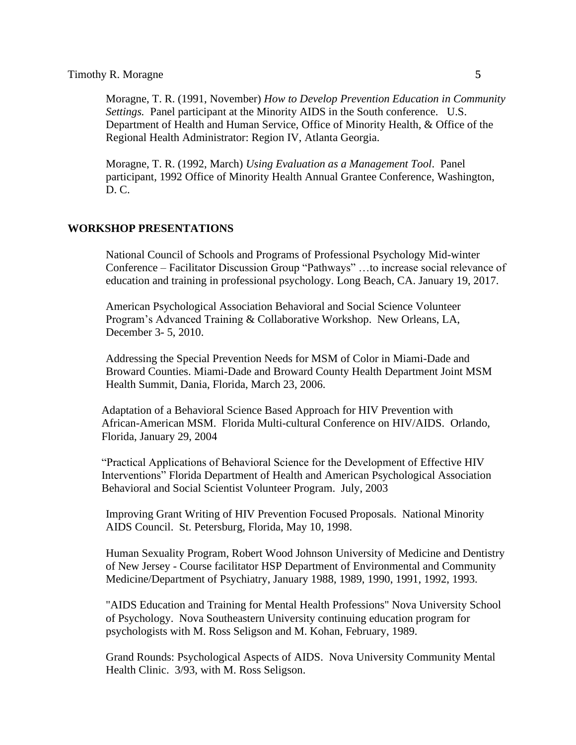Moragne, T. R. (1991, November) *How to Develop Prevention Education in Community Settings.* Panel participant at the Minority AIDS in the South conference. U.S. Department of Health and Human Service, Office of Minority Health, & Office of the Regional Health Administrator: Region IV, Atlanta Georgia.

Moragne, T. R. (1992, March) *Using Evaluation as a Management Tool*. Panel participant, 1992 Office of Minority Health Annual Grantee Conference, Washington, D. C.

## WORKSHOP PRESENTATIONS

National Council of Schools and Programs of Professional Psychology Mid-winter Conference – Facilitator Discussion Group "Pathways" …to increase social relevance of education and training in professional psychology. Long Beach, CA. January 19, 2017.

American Psychological Association Behavioral and Social Science Volunteer Program's Advanced Training & Collaborative Workshop. New Orleans, LA, December 3- 5, 2010.

Addressing the Special Prevention Needs for MSM of Color in Miami-Dade and Broward Counties. Miami-Dade and Broward County Health Department Joint MSM Health Summit, Dania, Florida, March 23, 2006.

Adaptation of a Behavioral Science Based Approach for HIV Prevention with African-American MSM. Florida Multi-cultural Conference on HIV/AIDS. Orlando, Florida, January 29, 2004

"Practical Applications of Behavioral Science for the Development of Effective HIV Interventions" Florida Department of Health and American Psychological Association Behavioral and Social Scientist Volunteer Program. July, 2003

Improving Grant Writing of HIV Prevention Focused Proposals. National Minority AIDS Council. St. Petersburg, Florida, May 10, 1998.

Human Sexuality Program, Robert Wood Johnson University of Medicine and Dentistry of New Jersey - Course facilitator HSP Department of Environmental and Community Medicine/Department of Psychiatry, January 1988, 1989, 1990, 1991, 1992, 1993.

"AIDS Education and Training for Mental Health Professions" Nova University School of Psychology. Nova Southeastern University continuing education program for psychologists with M. Ross Seligson and M. Kohan, February, 1989.

Grand Rounds: Psychological Aspects of AIDS. Nova University Community Mental Health Clinic. 3/93, with M. Ross Seligson.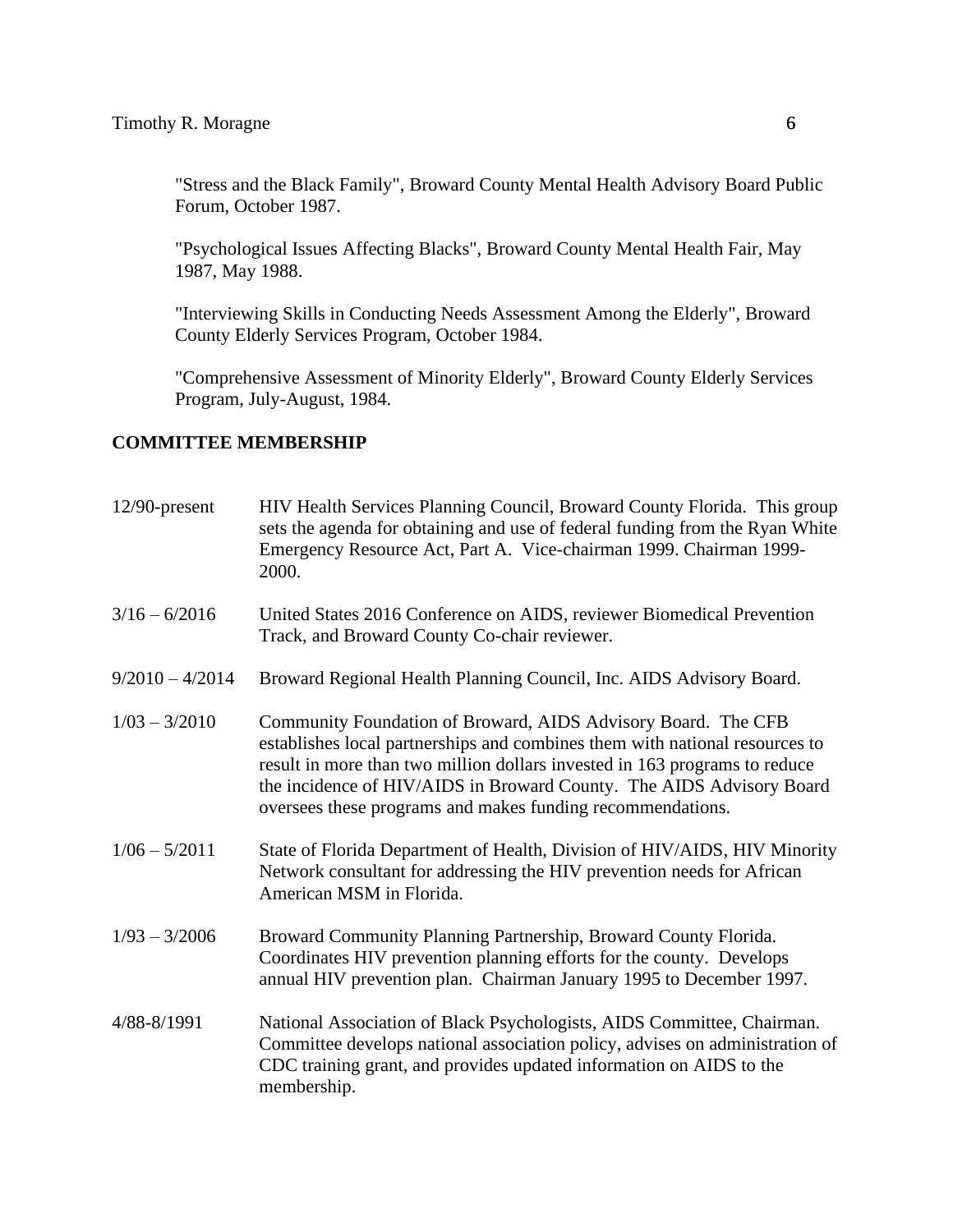"Stress and the Black Family", Broward County Mental Health Advisory Board Public Forum, October 1987.

"Psychological Issues Affecting Blacks", Broward County Mental Health Fair, May 1987, May 1988.

"Interviewing Skills in Conducting Needs Assessment Among the Elderly", Broward County Elderly Services Program, October 1984.

"Comprehensive Assessment of Minority Elderly", Broward County Elderly Services Program, July-August, 1984.

**COMMITTEE MEMBERSHIP**

| | |
|---|---|
| 12/90-present | HIV Health Services Planning Council, Broward County Florida. This group sets the agenda for obtaining and use of federal funding from the Ryan White Emergency Resource Act, Part A. Vice-chairman 1999. Chairman 1999-2000. |
| 3/16 – 6/2016 | United States 2016 Conference on AIDS, reviewer Biomedical Prevention Track, and Broward County Co-chair reviewer. |
| 9/2010 – 4/2014 | Broward Regional Health Planning Council, Inc. AIDS Advisory Board. |
| 1/03 – 3/2010 | Community Foundation of Broward, AIDS Advisory Board. The CFB establishes local partnerships and combines them with national resources to result in more than two million dollars invested in 163 programs to reduce the incidence of HIV/AIDS in Broward County. The AIDS Advisory Board oversees these programs and makes funding recommendations. |
| 1/06 – 5/2011 | State of Florida Department of Health, Division of HIV/AIDS, HIV Minority Network consultant for addressing the HIV prevention needs for African American MSM in Florida. |
| 1/93 – 3/2006 | Broward Community Planning Partnership, Broward County Florida. Coordinates HIV prevention planning efforts for the county. Develops annual HIV prevention plan. Chairman January 1995 to December 1997. |
| 4/88-8/1991 | National Association of Black Psychologists, AIDS Committee, Chairman. Committee develops national association policy, advises on administration of CDC training grant, and provides updated information on AIDS to the membership. |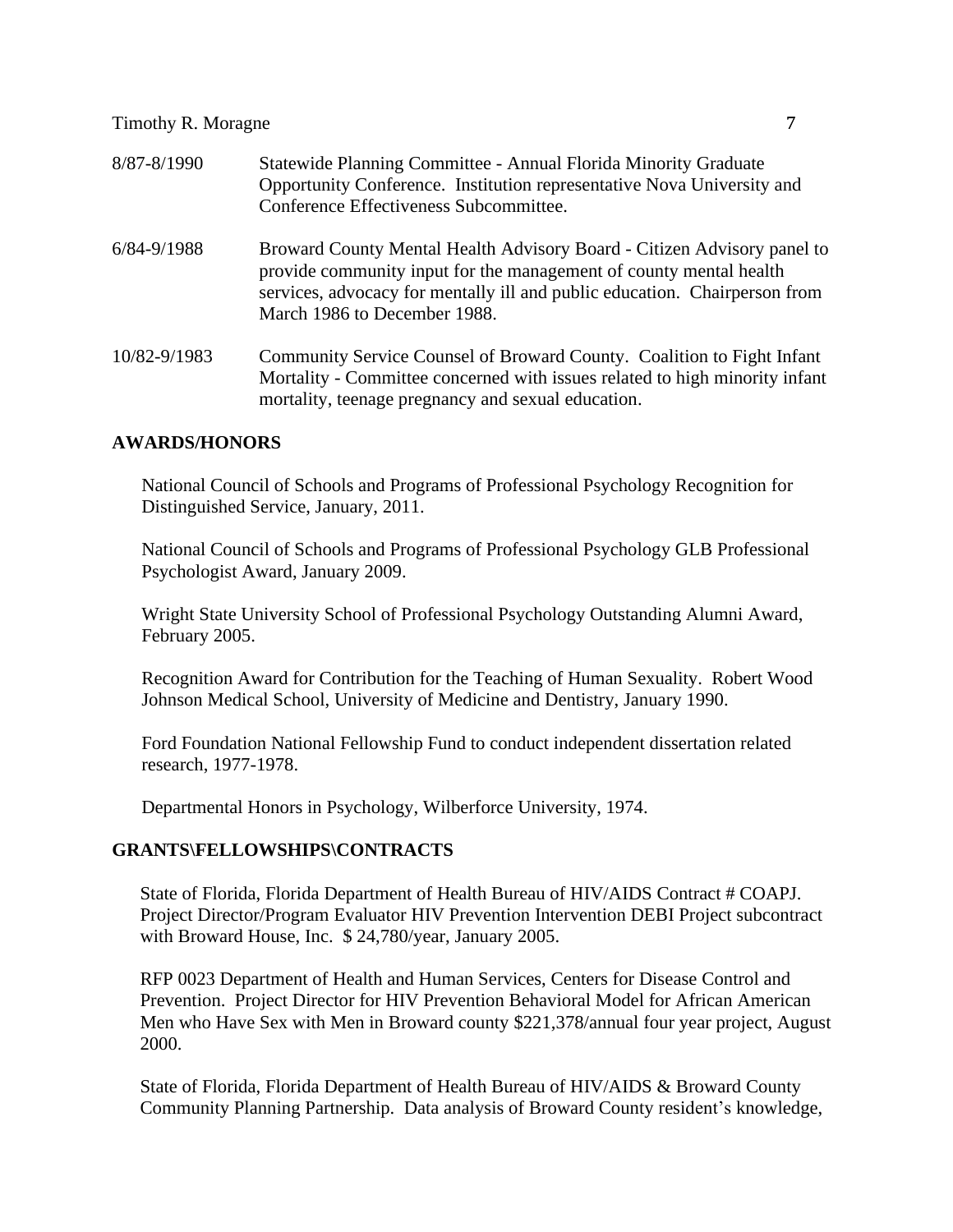8/87-8/1990 Statewide Planning Committee - Annual Florida Minority Graduate Opportunity Conference. Institution representative Nova University and Conference Effectiveness Subcommittee.

6/84-9/1988 Broward County Mental Health Advisory Board - Citizen Advisory panel to provide community input for the management of county mental health services, advocacy for mentally ill and public education. Chairperson from March 1986 to December 1988.

10/82-9/1983 Community Service Counsel of Broward County. Coalition to Fight Infant Mortality - Committee concerned with issues related to high minority infant mortality, teenage pregnancy and sexual education.

## AWARDS/HONORS

National Council of Schools and Programs of Professional Psychology Recognition for Distinguished Service, January, 2011.

National Council of Schools and Programs of Professional Psychology GLB Professional Psychologist Award, January 2009.

Wright State University School of Professional Psychology Outstanding Alumni Award, February 2005.

Recognition Award for Contribution for the Teaching of Human Sexuality. Robert Wood Johnson Medical School, University of Medicine and Dentistry, January 1990.

Ford Foundation National Fellowship Fund to conduct independent dissertation related research, 1977-1978.

Departmental Honors in Psychology, Wilberforce University, 1974.

## GRANTS\FELLOWSHIPS\CONTRACTS

State of Florida, Florida Department of Health Bureau of HIV/AIDS Contract # COAPJ. Project Director/Program Evaluator HIV Prevention Intervention DEBI Project subcontract with Broward House, Inc. $ 24,780/year, January 2005.

RFP 0023 Department of Health and Human Services, Centers for Disease Control and Prevention. Project Director for HIV Prevention Behavioral Model for African American Men who Have Sex with Men in Broward county $221,378/annual four year project, August 2000.

State of Florida, Florida Department of Health Bureau of HIV/AIDS & Broward County Community Planning Partnership. Data analysis of Broward County resident's knowledge,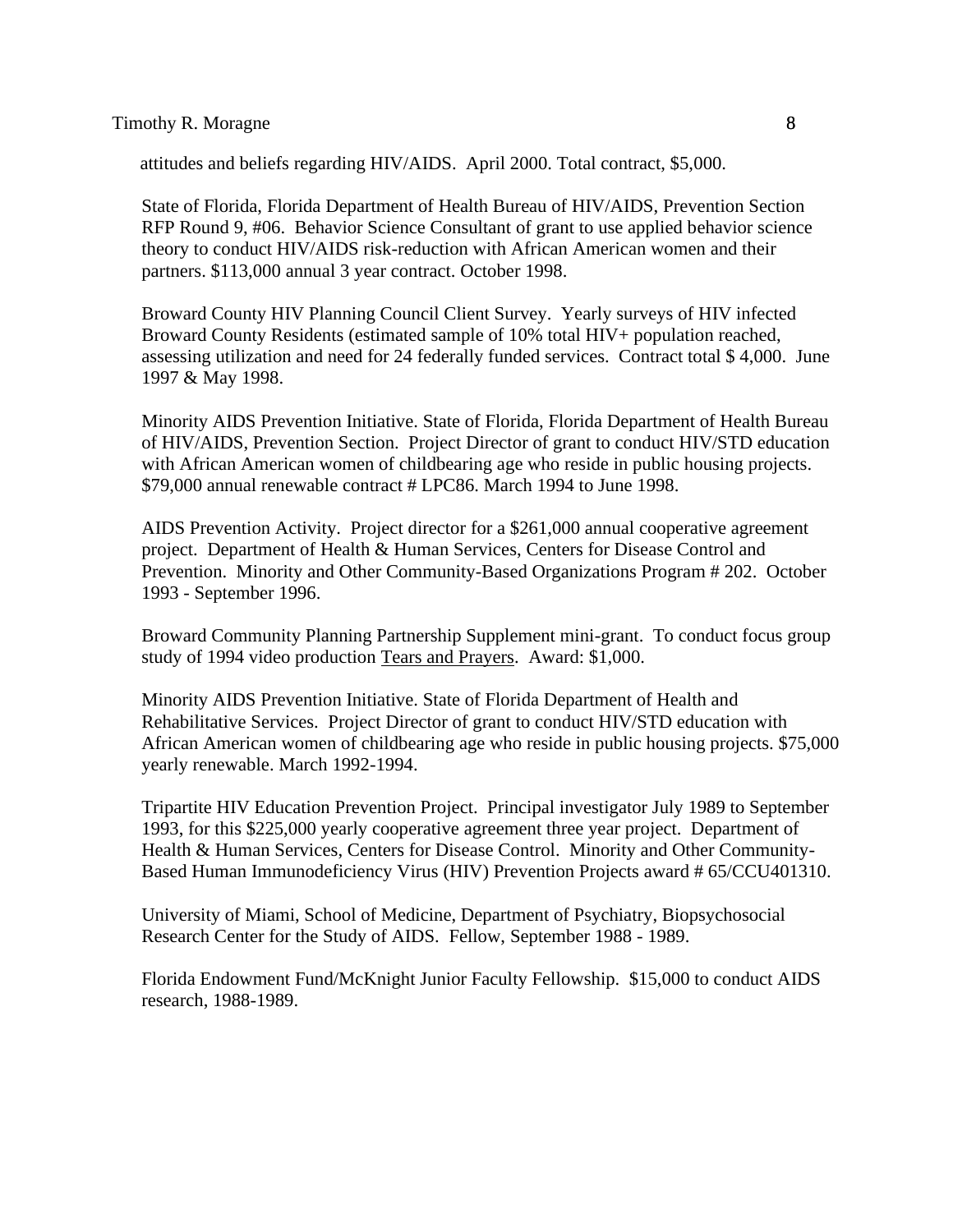attitudes and beliefs regarding HIV/AIDS. April 2000. Total contract, $5,000.

State of Florida, Florida Department of Health Bureau of HIV/AIDS, Prevention Section RFP Round 9, #06. Behavior Science Consultant of grant to use applied behavior science theory to conduct HIV/AIDS risk-reduction with African American women and their partners. $113,000 annual 3 year contract. October 1998.

Broward County HIV Planning Council Client Survey. Yearly surveys of HIV infected Broward County Residents (estimated sample of 10% total HIV+ population reached, assessing utilization and need for 24 federally funded services. Contract total $ 4,000. June 1997 & May 1998.

Minority AIDS Prevention Initiative. State of Florida, Florida Department of Health Bureau of HIV/AIDS, Prevention Section. Project Director of grant to conduct HIV/STD education with African American women of childbearing age who reside in public housing projects. $79,000 annual renewable contract # LPC86. March 1994 to June 1998.

AIDS Prevention Activity. Project director for a $261,000 annual cooperative agreement project. Department of Health & Human Services, Centers for Disease Control and Prevention. Minority and Other Community-Based Organizations Program # 202. October 1993 - September 1996.

Broward Community Planning Partnership Supplement mini-grant. To conduct focus group study of 1994 video production <u>Tears and Prayers</u>. Award: $1,000.

Minority AIDS Prevention Initiative. State of Florida Department of Health and Rehabilitative Services. Project Director of grant to conduct HIV/STD education with African American women of childbearing age who reside in public housing projects. $75,000 yearly renewable. March 1992-1994.

Tripartite HIV Education Prevention Project. Principal investigator July 1989 to September 1993, for this $225,000 yearly cooperative agreement three year project. Department of Health & Human Services, Centers for Disease Control. Minority and Other Community-Based Human Immunodeficiency Virus (HIV) Prevention Projects award # 65/CCU401310.

University of Miami, School of Medicine, Department of Psychiatry, Biopsychosocial Research Center for the Study of AIDS. Fellow, September 1988 - 1989.

Florida Endowment Fund/McKnight Junior Faculty Fellowship. $15,000 to conduct AIDS research, 1988-1989.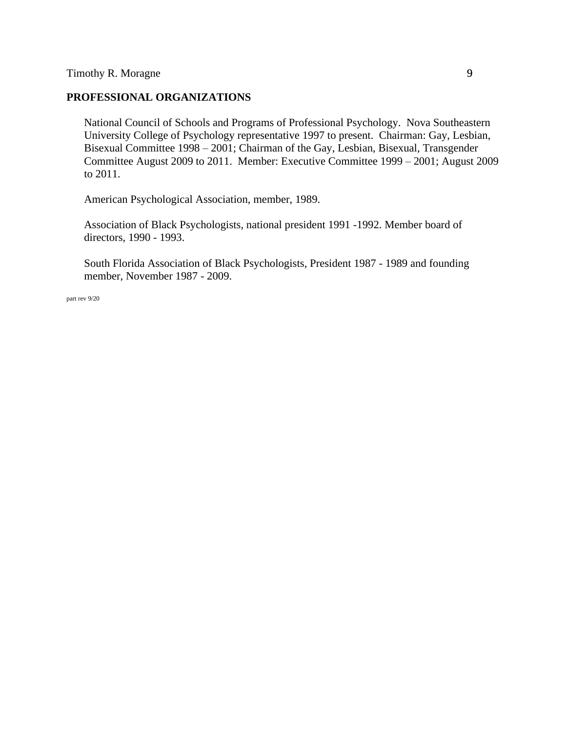## PROFESSIONAL ORGANIZATIONS

National Council of Schools and Programs of Professional Psychology. Nova Southeastern University College of Psychology representative 1997 to present. Chairman: Gay, Lesbian, Bisexual Committee 1998 – 2001; Chairman of the Gay, Lesbian, Bisexual, Transgender Committee August 2009 to 2011. Member: Executive Committee 1999 – 2001; August 2009 to 2011.

American Psychological Association, member, 1989.

Association of Black Psychologists, national president 1991 -1992. Member board of directors, 1990 - 1993.

South Florida Association of Black Psychologists, President 1987 - 1989 and founding member, November 1987 - 2009.

part rev 9/20